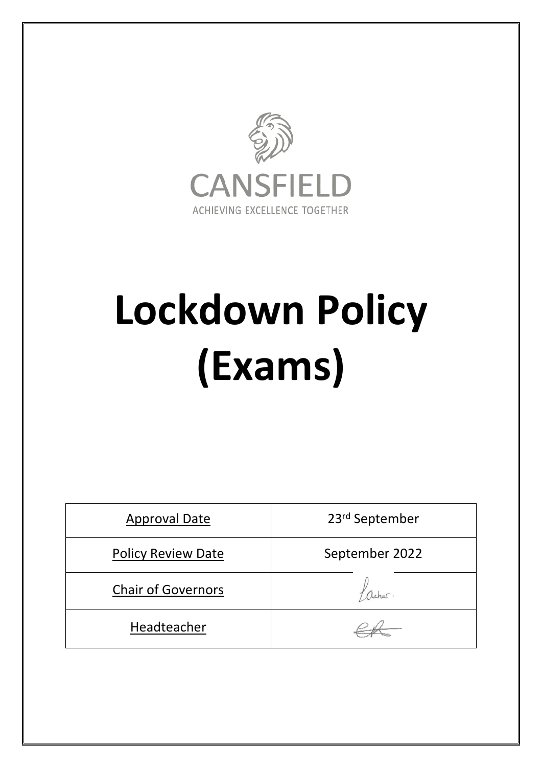CANSFIELD

ACHIEVING EXCELLENCE TOGETHER

# Lockdown Policy (Exams)

| Approval Date | 23rd September |
| --- | --- |
| Policy Review Date | September 2022 |
| Chair of Governors | |
| Headteacher | |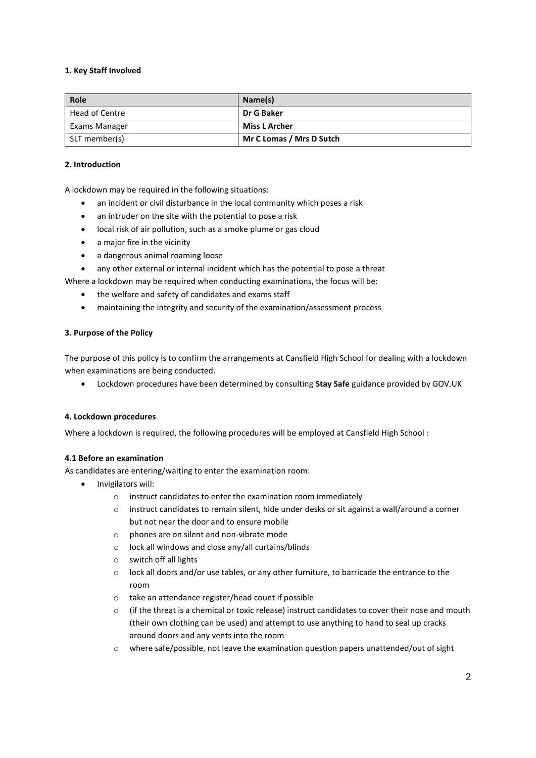**1. Key Staff Involved**

| Role | Name(s) |
| --- | --- |
| Head of Centre | **Dr G Baker** |
| Exams Manager | **Miss L Archer** |
| SLT member(s) | **Mr C Lomas / Mrs D Sutch** |

**2. Introduction**

A lockdown may be required in the following situations:

- an incident or civil disturbance in the local community which poses a risk
- an intruder on the site with the potential to pose a risk
- local risk of air pollution, such as a smoke plume or gas cloud
- a major fire in the vicinity
- a dangerous animal roaming loose
- any other external or internal incident which has the potential to pose a threat

Where a lockdown may be required when conducting examinations, the focus will be:

- the welfare and safety of candidates and exams staff
- maintaining the integrity and security of the examination/assessment process

**3. Purpose of the Policy**

The purpose of this policy is to confirm the arrangements at Cansfield High School for dealing with a lockdown when examinations are being conducted.

- Lockdown procedures have been determined by consulting **Stay Safe** guidance provided by GOV.UK

**4. Lockdown procedures**

Where a lockdown is required, the following procedures will be employed at Cansfield High School :

**4.1 Before an examination**

As candidates are entering/waiting to enter the examination room:

- Invigilators will:
  - instruct candidates to enter the examination room immediately
  - instruct candidates to remain silent, hide under desks or sit against a wall/around a corner but not near the door and to ensure mobile
  - phones are on silent and non-vibrate mode
  - lock all windows and close any/all curtains/blinds
  - switch off all lights
  - lock all doors and/or use tables, or any other furniture, to barricade the entrance to the room
  - take an attendance register/head count if possible
  - (if the threat is a chemical or toxic release) instruct candidates to cover their nose and mouth (their own clothing can be used) and attempt to use anything to hand to seal up cracks around doors and any vents into the room
  - where safe/possible, not leave the examination question papers unattended/out of sight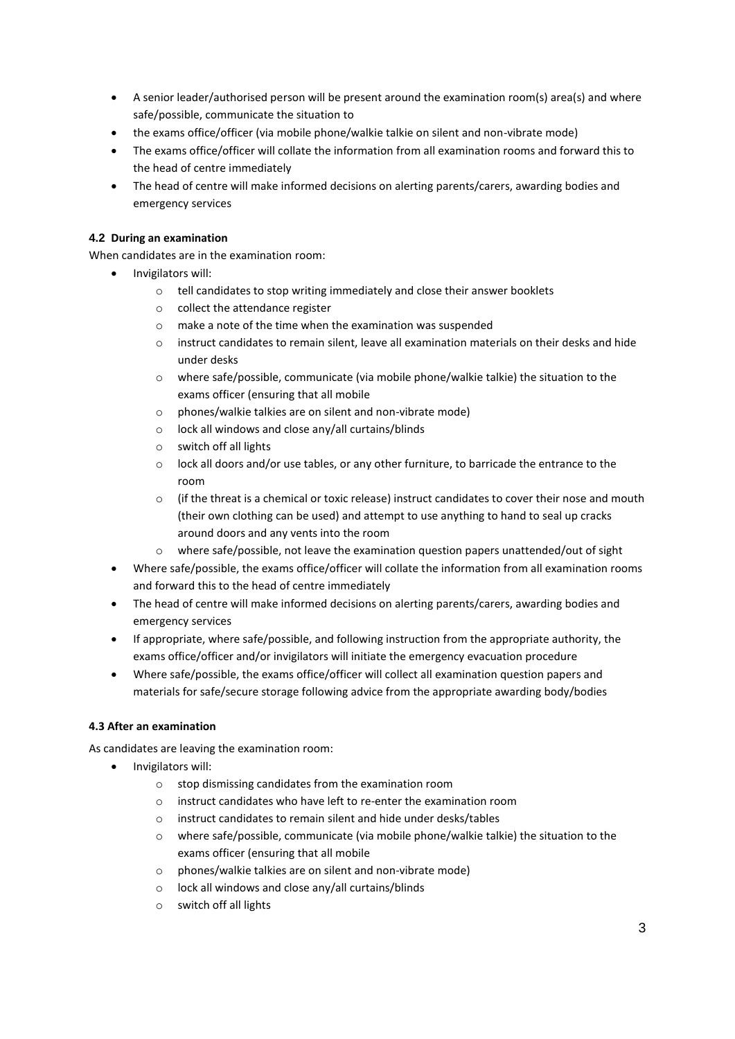- A senior leader/authorised person will be present around the examination room(s) area(s) and where safe/possible, communicate the situation to
- the exams office/officer (via mobile phone/walkie talkie on silent and non-vibrate mode)
- The exams office/officer will collate the information from all examination rooms and forward this to the head of centre immediately
- The head of centre will make informed decisions on alerting parents/carers, awarding bodies and emergency services

#### 4.2 During an examination

When candidates are in the examination room:

- Invigilators will:
    - tell candidates to stop writing immediately and close their answer booklets
    - collect the attendance register
    - make a note of the time when the examination was suspended
    - instruct candidates to remain silent, leave all examination materials on their desks and hide under desks
    - where safe/possible, communicate (via mobile phone/walkie talkie) the situation to the exams officer (ensuring that all mobile
    - phones/walkie talkies are on silent and non-vibrate mode)
    - lock all windows and close any/all curtains/blinds
    - switch off all lights
    - lock all doors and/or use tables, or any other furniture, to barricade the entrance to the room
    - (if the threat is a chemical or toxic release) instruct candidates to cover their nose and mouth (their own clothing can be used) and attempt to use anything to hand to seal up cracks around doors and any vents into the room
    - where safe/possible, not leave the examination question papers unattended/out of sight
- Where safe/possible, the exams office/officer will collate the information from all examination rooms and forward this to the head of centre immediately
- The head of centre will make informed decisions on alerting parents/carers, awarding bodies and emergency services
- If appropriate, where safe/possible, and following instruction from the appropriate authority, the exams office/officer and/or invigilators will initiate the emergency evacuation procedure
- Where safe/possible, the exams office/officer will collect all examination question papers and materials for safe/secure storage following advice from the appropriate awarding body/bodies

#### 4.3 After an examination

As candidates are leaving the examination room:

- Invigilators will:
    - stop dismissing candidates from the examination room
    - instruct candidates who have left to re-enter the examination room
    - instruct candidates to remain silent and hide under desks/tables
    - where safe/possible, communicate (via mobile phone/walkie talkie) the situation to the exams officer (ensuring that all mobile
    - phones/walkie talkies are on silent and non-vibrate mode)
    - lock all windows and close any/all curtains/blinds
    - switch off all lights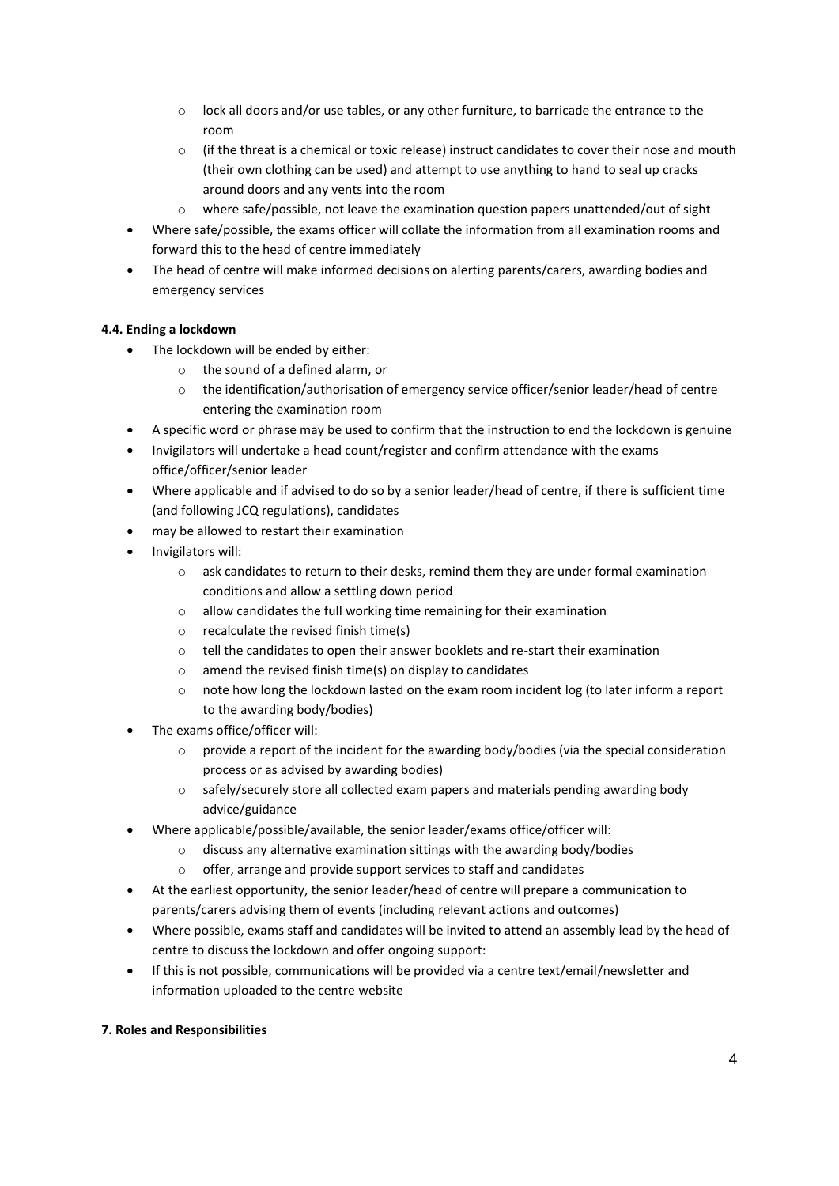- lock all doors and/or use tables, or any other furniture, to barricade the entrance to the room
    - (if the threat is a chemical or toxic release) instruct candidates to cover their nose and mouth (their own clothing can be used) and attempt to use anything to hand to seal up cracks around doors and any vents into the room
    - where safe/possible, not leave the examination question papers unattended/out of sight
- Where safe/possible, the exams officer will collate the information from all examination rooms and forward this to the head of centre immediately
- The head of centre will make informed decisions on alerting parents/carers, awarding bodies and emergency services

**4.4. Ending a lockdown**

- The lockdown will be ended by either:
    - the sound of a defined alarm, or
    - the identification/authorisation of emergency service officer/senior leader/head of centre entering the examination room
- A specific word or phrase may be used to confirm that the instruction to end the lockdown is genuine
- Invigilators will undertake a head count/register and confirm attendance with the exams office/officer/senior leader
- Where applicable and if advised to do so by a senior leader/head of centre, if there is sufficient time (and following JCQ regulations), candidates
- may be allowed to restart their examination
- Invigilators will:
    - ask candidates to return to their desks, remind them they are under formal examination conditions and allow a settling down period
    - allow candidates the full working time remaining for their examination
    - recalculate the revised finish time(s)
    - tell the candidates to open their answer booklets and re-start their examination
    - amend the revised finish time(s) on display to candidates
    - note how long the lockdown lasted on the exam room incident log (to later inform a report to the awarding body/bodies)
- The exams office/officer will:
    - provide a report of the incident for the awarding body/bodies (via the special consideration process or as advised by awarding bodies)
    - safely/securely store all collected exam papers and materials pending awarding body advice/guidance
- Where applicable/possible/available, the senior leader/exams office/officer will:
    - discuss any alternative examination sittings with the awarding body/bodies
    - offer, arrange and provide support services to staff and candidates
- At the earliest opportunity, the senior leader/head of centre will prepare a communication to parents/carers advising them of events (including relevant actions and outcomes)
- Where possible, exams staff and candidates will be invited to attend an assembly lead by the head of centre to discuss the lockdown and offer ongoing support:
- If this is not possible, communications will be provided via a centre text/email/newsletter and information uploaded to the centre website

**7. Roles and Responsibilities**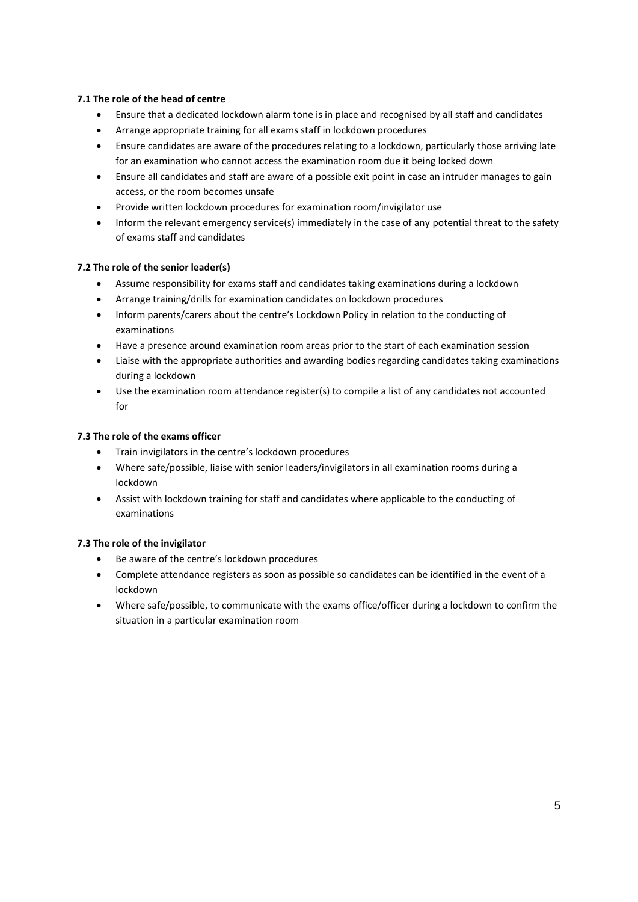**7.1 The role of the head of centre**

- Ensure that a dedicated lockdown alarm tone is in place and recognised by all staff and candidates
- Arrange appropriate training for all exams staff in lockdown procedures
- Ensure candidates are aware of the procedures relating to a lockdown, particularly those arriving late for an examination who cannot access the examination room due it being locked down
- Ensure all candidates and staff are aware of a possible exit point in case an intruder manages to gain access, or the room becomes unsafe
- Provide written lockdown procedures for examination room/invigilator use
- Inform the relevant emergency service(s) immediately in the case of any potential threat to the safety of exams staff and candidates

**7.2 The role of the senior leader(s)**

- Assume responsibility for exams staff and candidates taking examinations during a lockdown
- Arrange training/drills for examination candidates on lockdown procedures
- Inform parents/carers about the centre's Lockdown Policy in relation to the conducting of examinations
- Have a presence around examination room areas prior to the start of each examination session
- Liaise with the appropriate authorities and awarding bodies regarding candidates taking examinations during a lockdown
- Use the examination room attendance register(s) to compile a list of any candidates not accounted for

**7.3 The role of the exams officer**

- Train invigilators in the centre's lockdown procedures
- Where safe/possible, liaise with senior leaders/invigilators in all examination rooms during a lockdown
- Assist with lockdown training for staff and candidates where applicable to the conducting of examinations

**7.3 The role of the invigilator**

- Be aware of the centre's lockdown procedures
- Complete attendance registers as soon as possible so candidates can be identified in the event of a lockdown
- Where safe/possible, to communicate with the exams office/officer during a lockdown to confirm the situation in a particular examination room